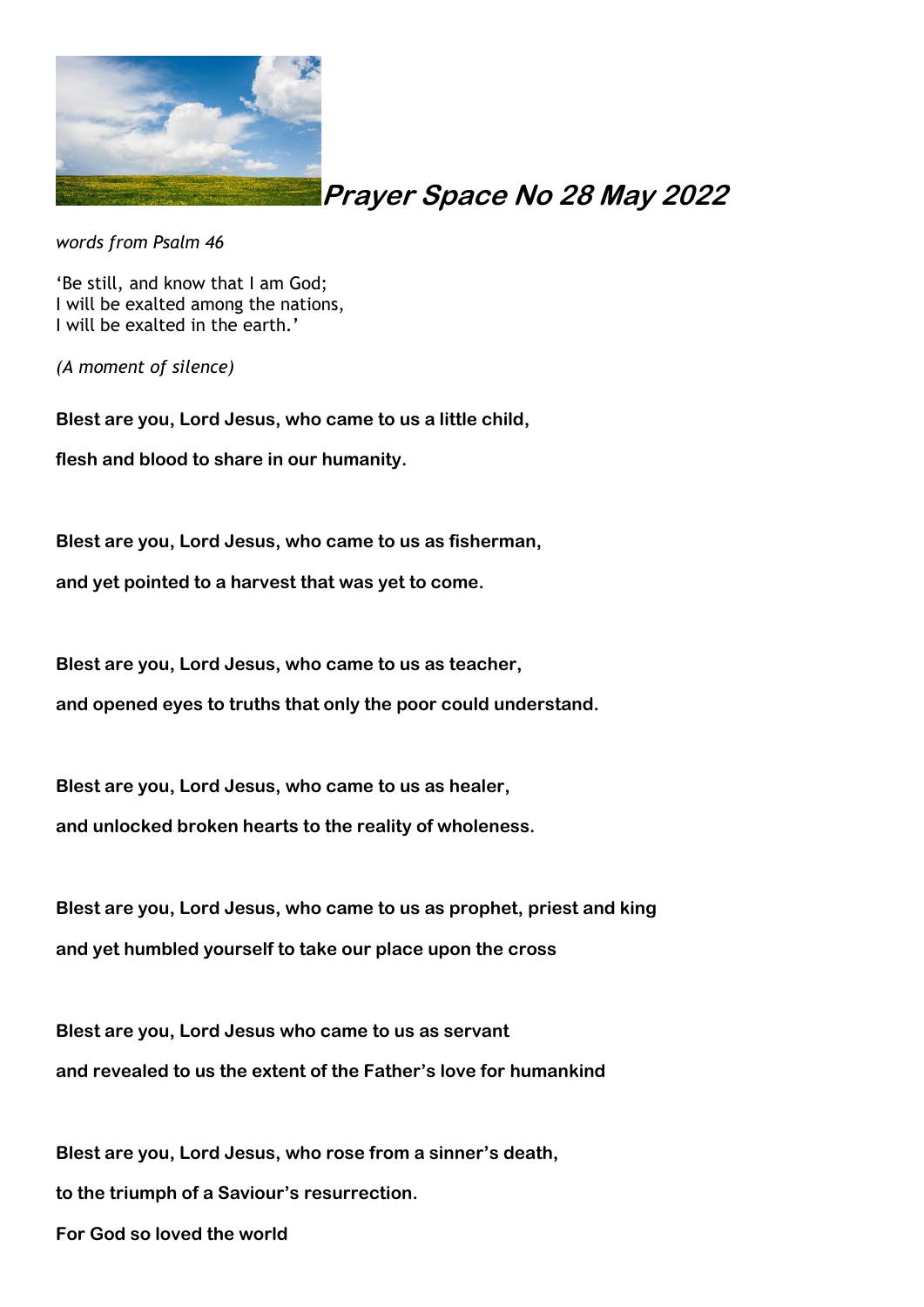# *Prayer Space No 28 May 2022*

*words from Psalm 46*

'Be still, and know that I am God;
I will be exalted among the nations,
I will be exalted in the earth.'

*(A moment of silence)*

**Blest are you, Lord Jesus, who came to us a little child,**

**flesh and blood to share in our humanity.**

**Blest are you, Lord Jesus, who came to us as fisherman,**

**and yet pointed to a harvest that was yet to come.**

**Blest are you, Lord Jesus, who came to us as teacher,**

**and opened eyes to truths that only the poor could understand.**

**Blest are you, Lord Jesus, who came to us as healer,**

**and unlocked broken hearts to the reality of wholeness.**

**Blest are you, Lord Jesus, who came to us as prophet, priest and king**

**and yet humbled yourself to take our place upon the cross**

**Blest are you, Lord Jesus who came to us as servant**

**and revealed to us the extent of the Father's love for humankind**

**Blest are you, Lord Jesus, who rose from a sinner's death,**

**to the triumph of a Saviour's resurrection.**

**For God so loved the world**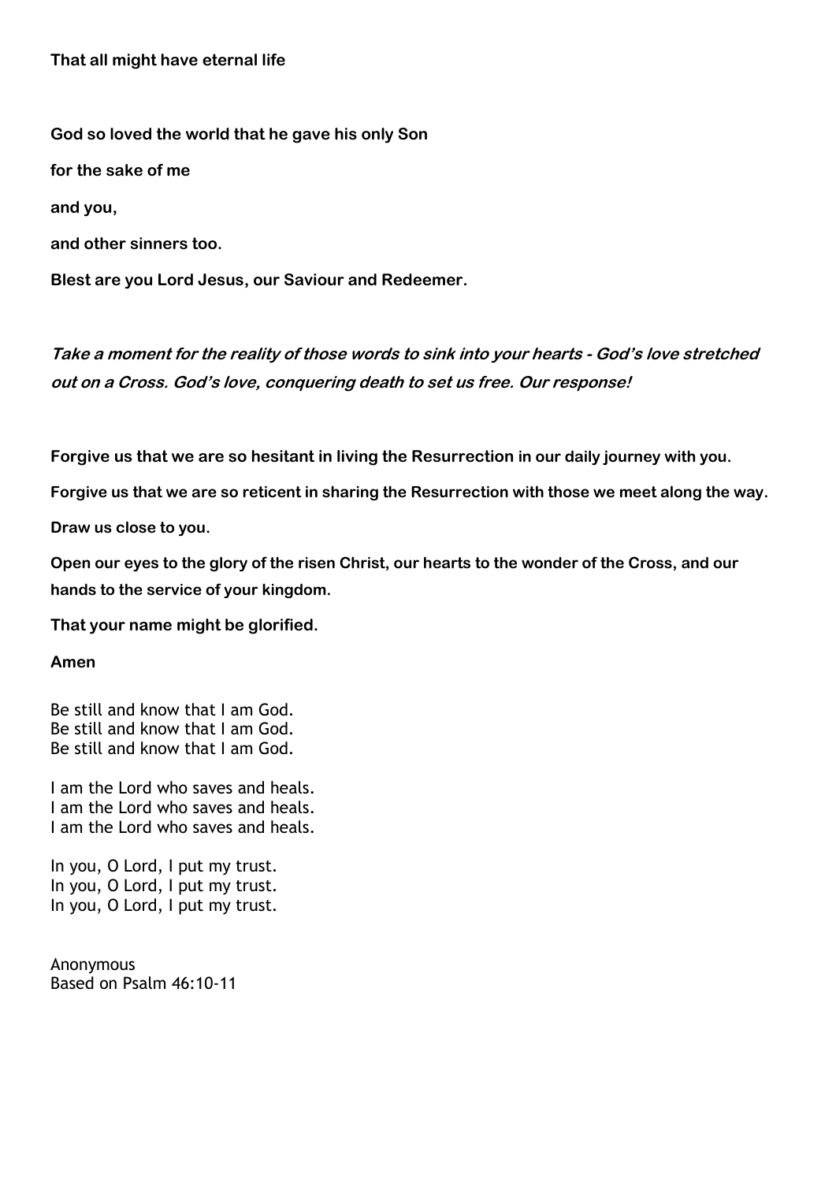**That all might have eternal life**

**God so loved the world that he gave his only Son**

**for the sake of me**

**and you,**

**and other sinners too.**

**Blest are you Lord Jesus, our Saviour and Redeemer.**

***Take a moment for the reality of those words to sink into your hearts - God's love stretched out on a Cross. God's love, conquering death to set us free. Our response!***

**Forgive us that we are so hesitant in living the Resurrection in our daily journey with you.**

**Forgive us that we are so reticent in sharing the Resurrection with those we meet along the way.**

**Draw us close to you.**

**Open our eyes to the glory of the risen Christ, our hearts to the wonder of the Cross, and our hands to the service of your kingdom.**

**That your name might be glorified.**

**Amen**

Be still and know that I am God.
Be still and know that I am God.
Be still and know that I am God.

I am the Lord who saves and heals.
I am the Lord who saves and heals.
I am the Lord who saves and heals.

In you, O Lord, I put my trust.
In you, O Lord, I put my trust.
In you, O Lord, I put my trust.

Anonymous
Based on Psalm 46:10-11